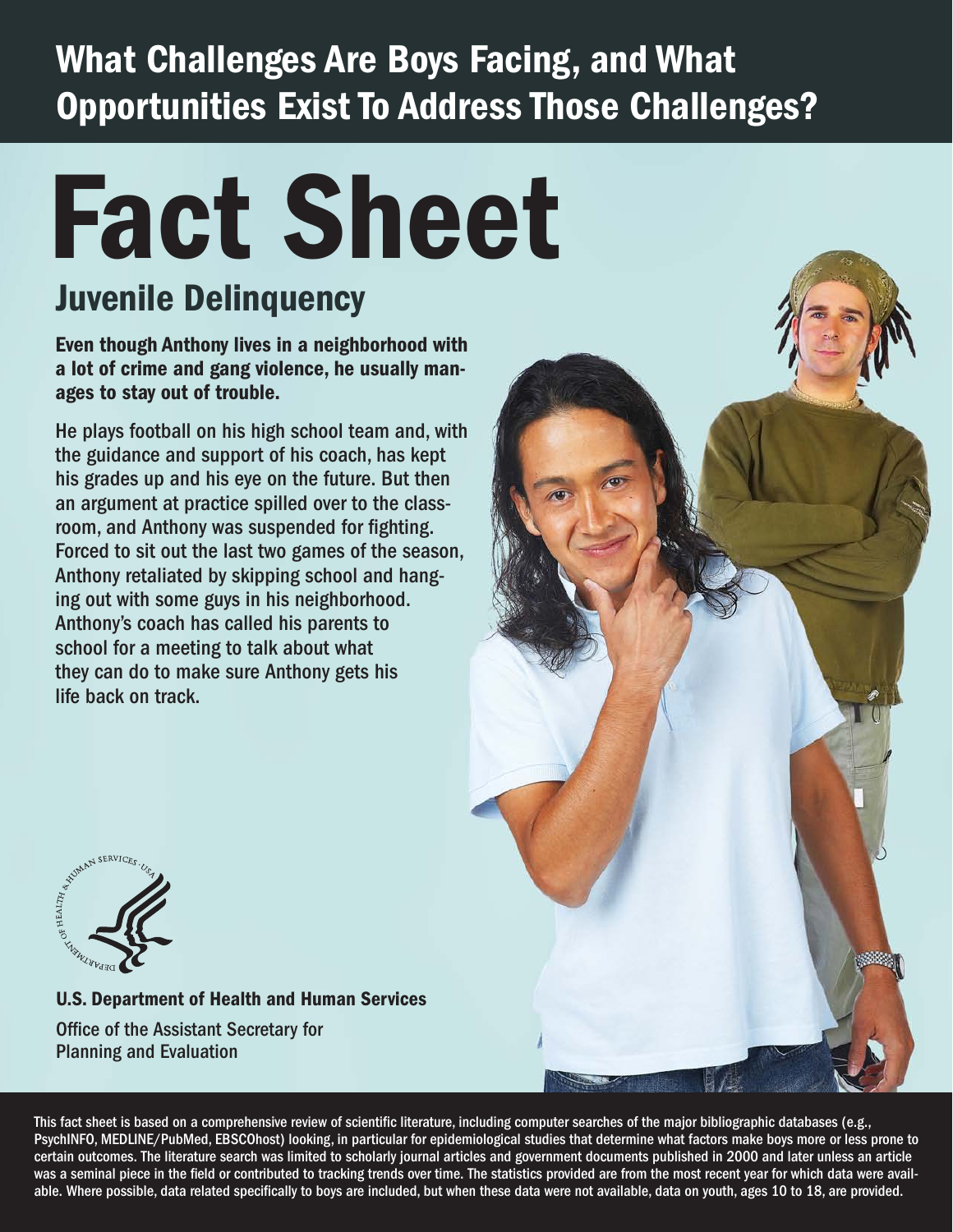# What Challenges Are Boys Facing, and What Opportunities Exist To Address Those Challenges?

# Fact Sheet

## Juvenile Delinquency

**Even though Anthony lives in a neighborhood with a lot of crime and gang violence, he usually manages to stay out of trouble.**

He plays football on his high school team and, with the guidance and support of his coach, has kept his grades up and his eye on the future. But then an argument at practice spilled over to the classroom, and Anthony was suspended for fighting. Forced to sit out the last two games of the season, Anthony retaliated by skipping school and hanging out with some guys in his neighborhood. Anthony's coach has called his parents to school for a meeting to talk about what they can do to make sure Anthony gets his life back on track.

**U.S. Department of Health and Human Services**

Office of the Assistant Secretary for Planning and Evaluation

This fact sheet is based on a comprehensive review of scientific literature, including computer searches of the major bibliographic databases (e.g., PsychINFO, MEDLINE/PubMed, EBSCOhost) looking, in particular for epidemiological studies that determine what factors make boys more or less prone to certain outcomes. The literature search was limited to scholarly journal articles and government documents published in 2000 and later unless an article was a seminal piece in the field or contributed to tracking trends over time. The statistics provided are from the most recent year for which data were available. Where possible, data related specifically to boys are included, but when these data were not available, data on youth, ages 10 to 18, are provided.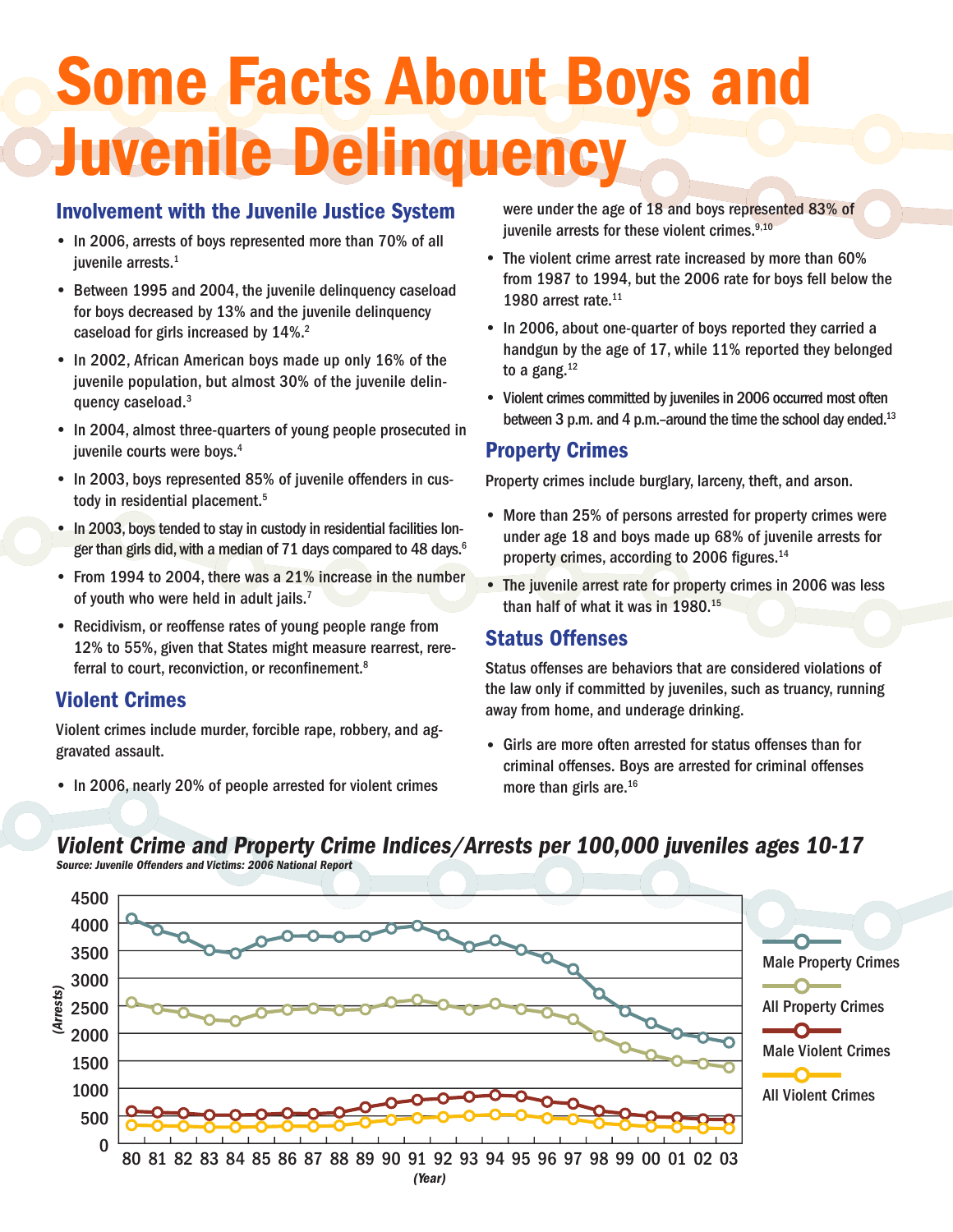# Some Facts About Boys and Juvenile Delinquency

## Involvement with the Juvenile Justice System

- In 2006, arrests of boys represented more than 70% of all juvenile arrests.[1]
- Between 1995 and 2004, the juvenile delinquency caseload for boys decreased by 13% and the juvenile delinquency caseload for girls increased by 14%.[2]
- In 2002, African American boys made up only 16% of the juvenile population, but almost 30% of the juvenile delinquency caseload.[3]
- In 2004, almost three-quarters of young people prosecuted in juvenile courts were boys.[4]
- In 2003, boys represented 85% of juvenile offenders in custody in residential placement.[5]
- In 2003, boys tended to stay in custody in residential facilities longer than girls did, with a median of 71 days compared to 48 days.[6]
- From 1994 to 2004, there was a 21% increase in the number of youth who were held in adult jails.[7]
- Recidivism, or reoffense rates of young people range from 12% to 55%, given that States might measure rearrest, rereferral to court, reconviction, or reconfinement.[8]

## Violent Crimes

Violent crimes include murder, forcible rape, robbery, and aggravated assault.

- In 2006, nearly 20% of people arrested for violent crimes were under the age of 18 and boys represented 83% of juvenile arrests for these violent crimes.[9,10]
- The violent crime arrest rate increased by more than 60% from 1987 to 1994, but the 2006 rate for boys fell below the 1980 arrest rate.[11]
- In 2006, about one-quarter of boys reported they carried a handgun by the age of 17, while 11% reported they belonged to a gang.[12]
- Violent crimes committed by juveniles in 2006 occurred most often between 3 p.m. and 4 p.m.–around the time the school day ended.[13]

## Property Crimes

Property crimes include burglary, larceny, theft, and arson.

- More than 25% of persons arrested for property crimes were under age 18 and boys made up 68% of juvenile arrests for property crimes, according to 2006 figures.[14]
- The juvenile arrest rate for property crimes in 2006 was less than half of what it was in 1980.[15]

## Status Offenses

Status offenses are behaviors that are considered violations of the law only if committed by juveniles, such as truancy, running away from home, and underage drinking.

- Girls are more often arrested for status offenses than for criminal offenses. Boys are arrested for criminal offenses more than girls are.[16]

### *Violent Crime and Property Crime Indices/Arrests per 100,000 juveniles ages 10-17*

*Source: Juvenile Offenders and Victims: 2006 National Report*

Line chart: y-axis "(Arrests)" 0–4500; x-axis "(Year)" 80–03. Series: Male Property Crimes, All Property Crimes, Male Violent Crimes, All Violent Crimes.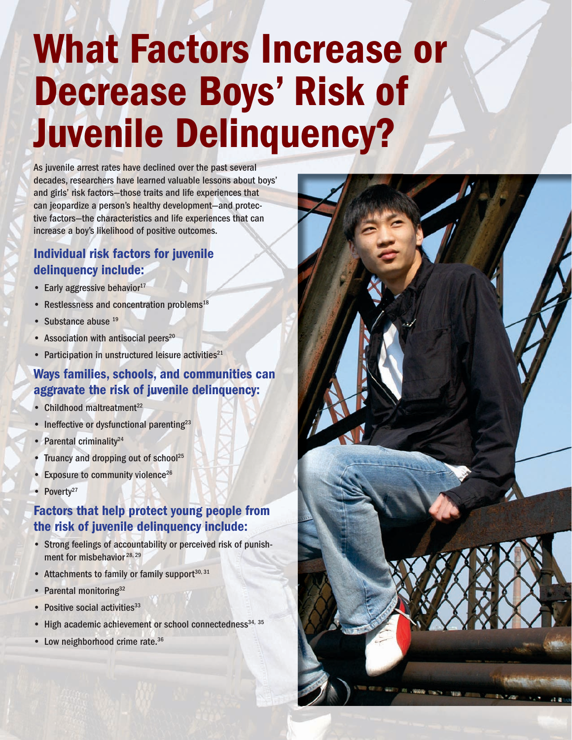# What Factors Increase or Decrease Boys' Risk of Juvenile Delinquency?

As juvenile arrest rates have declined over the past several decades, researchers have learned valuable lessons about boys' and girls' risk factors—those traits and life experiences that can jeopardize a person's healthy development—and protective factors—the characteristics and life experiences that can increase a boy's likelihood of positive outcomes.

## Individual risk factors for juvenile delinquency include:

- Early aggressive behavior[17]
- Restlessness and concentration problems[18]
- Substance abuse[19]
- Association with antisocial peers[20]
- Participation in unstructured leisure activities[21]

## Ways families, schools, and communities can aggravate the risk of juvenile delinquency:

- Childhood maltreatment[22]
- Ineffective or dysfunctional parenting[23]
- Parental criminality[24]
- Truancy and dropping out of school[25]
- Exposure to community violence[26]
- Poverty[27]

## Factors that help protect young people from the risk of juvenile delinquency include:

- Strong feelings of accountability or perceived risk of punishment for misbehavior[28, 29]
- Attachments to family or family support[30, 31]
- Parental monitoring[32]
- Positive social activities[33]
- High academic achievement or school connectedness[34, 35]
- Low neighborhood crime rate.[36]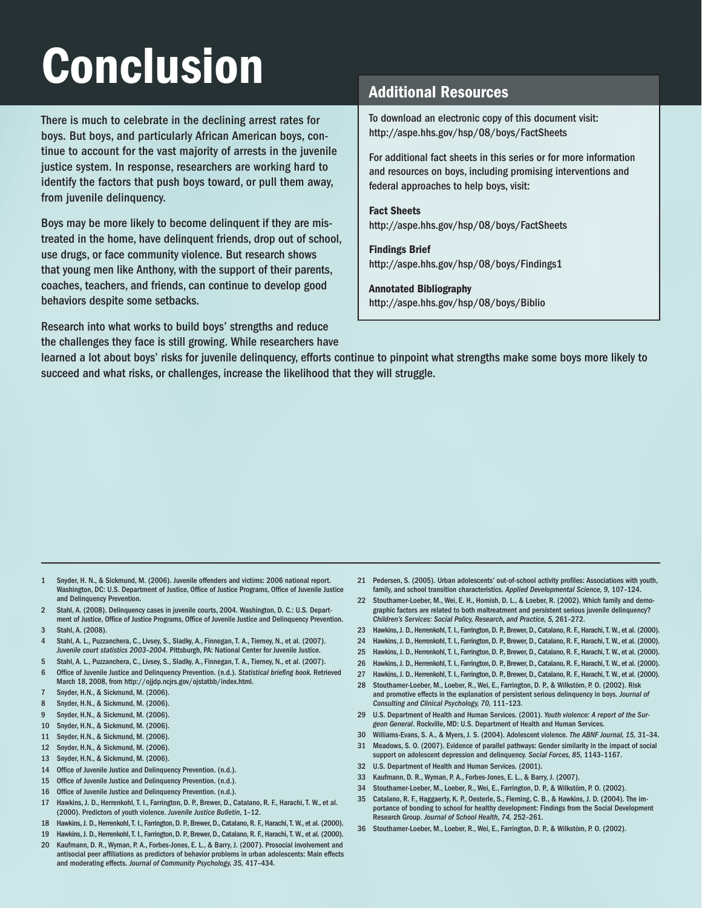# Conclusion

There is much to celebrate in the declining arrest rates for boys. But boys, and particularly African American boys, continue to account for the vast majority of arrests in the juvenile justice system. In response, researchers are working hard to identify the factors that push boys toward, or pull them away, from juvenile delinquency.

Boys may be more likely to become delinquent if they are mistreated in the home, have delinquent friends, drop out of school, use drugs, or face community violence. But research shows that young men like Anthony, with the support of their parents, coaches, teachers, and friends, can continue to develop good behaviors despite some setbacks.

Research into what works to build boys' strengths and reduce the challenges they face is still growing. While researchers have learned a lot about boys' risks for juvenile delinquency, efforts continue to pinpoint what strengths make some boys more likely to succeed and what risks, or challenges, increase the likelihood that they will struggle.

## Additional Resources

To download an electronic copy of this document visit: http://aspe.hhs.gov/hsp/08/boys/FactSheets

For additional fact sheets in this series or for more information and resources on boys, including promising interventions and federal approaches to help boys, visit:

**Fact Sheets**
http://aspe.hhs.gov/hsp/08/boys/FactSheets

**Findings Brief**
http://aspe.hhs.gov/hsp/08/boys/Findings1

**Annotated Bibliography**
http://aspe.hhs.gov/hsp/08/boys/Biblio

---

1 Snyder, H. N., & Sickmund, M. (2006). Juvenile offenders and victims: 2006 national report. Washington, DC: U.S. Department of Justice, Office of Justice Programs, Office of Juvenile Justice and Delinquency Prevention.

2 Stahl, A. (2008). Delinquency cases in juvenile courts, 2004. Washington, D. C.: U.S. Department of Justice, Office of Justice Programs, Office of Juvenile Justice and Delinquency Prevention.

3 Stahl, A. (2008).

4 Stahl, A. L., Puzzanchera, C., Livsey, S., Sladky, A., Finnegan, T. A., Tierney, N., et al. (2007). *Juvenile court statistics 2003–2004*. Pittsburgh, PA: National Center for Juvenile Justice.

5 Stahl, A. L., Puzzanchera, C., Livsey, S., Sladky, A., Finnegan, T. A., Tierney, N., et al. (2007).

6 Office of Juvenile Justice and Delinquency Prevention. (n.d.). *Statistical briefing book.* Retrieved March 18, 2008, from http://ojjdp.ncjrs.gov/ojstatbb/index.html.

7 Snyder, H.N., & Sickmund, M. (2006).

8 Snyder, H.N., & Sickmund, M. (2006).

9 Snyder, H.N., & Sickmund, M. (2006).

10 Snyder, H.N., & Sickmund, M. (2006).

11 Snyder, H.N., & Sickmund, M. (2006).

12 Snyder, H.N., & Sickmund, M. (2006).

13 Snyder, H.N., & Sickmund, M. (2006).

14 Office of Juvenile Justice and Delinquency Prevention. (n.d.).

15 Office of Juvenile Justice and Delinquency Prevention. (n.d.).

16 Office of Juvenile Justice and Delinquency Prevention. (n.d.).

17 Hawkins, J. D., Herrenkohl, T. I., Farrington, D. P., Brewer, D., Catalano, R. F., Harachi, T. W., et al. (2000). Predictors of youth violence. *Juvenile Justice Bulletin*, 1–12.

18 Hawkins, J. D., Herrenkohl, T. I., Farrington, D. P., Brewer, D., Catalano, R. F., Harachi, T. W., et al. (2000).

19 Hawkins, J. D., Herrenkohl, T. I., Farrington, D. P., Brewer, D., Catalano, R. F., Harachi, T. W., et al. (2000).

20 Kaufmann, D. R., Wyman, P. A., Forbes-Jones, E. L., & Barry, J. (2007). Prosocial involvement and antisocial peer affiliations as predictors of behavior problems in urban adolescents: Main effects and moderating effects. *Journal of Community Psychology, 35,* 417–434.

21 Pedersen, S. (2005). Urban adolescents' out-of-school activity profiles: Associations with youth, family, and school transition characteristics. *Applied Developmental Science, 9,* 107–124.

22 Stouthamer-Loeber, M., Wei, E. H., Homish, D. L., & Loeber, R. (2002). Which family and demographic factors are related to both maltreatment and persistent serious juvenile delinquency? *Children's Services: Social Policy, Research, and Practice, 5,* 261–272.

23 Hawkins, J. D., Herrenkohl, T. I., Farrington, D. P., Brewer, D., Catalano, R. F., Harachi, T. W., et al. (2000).

24 Hawkins, J. D., Herrenkohl, T. I., Farrington, D. P., Brewer, D., Catalano, R. F., Harachi, T. W., et al. (2000).

25 Hawkins, J. D., Herrenkohl, T. I., Farrington, D. P., Brewer, D., Catalano, R. F., Harachi, T. W., et al. (2000).

26 Hawkins, J. D., Herrenkohl, T. I., Farrington, D. P., Brewer, D., Catalano, R. F., Harachi, T. W., et al. (2000).

27 Hawkins, J. D., Herrenkohl, T. I., Farrington, D. P., Brewer, D., Catalano, R. F., Harachi, T. W., et al. (2000).

28 Stouthamer-Loeber, M., Loeber, R., Wei, E., Farrington, D. P., & Wilkstöm, P. O. (2002). Risk and promotive effects in the explanation of persistent serious delinquency in boys. *Journal of Consulting and Clinical Psychology, 70,* 111–123.

29 U.S. Department of Health and Human Services. (2001). *Youth violence: A report of the Surgeon General*. Rockville, MD: U.S. Department of Health and Human Services.

30 Williams-Evans, S. A., & Myers, J. S. (2004). Adolescent violence. *The ABNF Journal, 15,* 31–34.

31 Meadows, S. O. (2007). Evidence of parallel pathways: Gender similarity in the impact of social support on adolescent depression and delinquency. *Social Forces, 85,* 1143–1167.

32 U.S. Department of Health and Human Services. (2001).

33 Kaufmann, D. R., Wyman, P. A., Forbes-Jones, E. L., & Barry, J. (2007).

34 Stouthamer-Loeber, M., Loeber, R., Wei, E., Farrington, D. P., & Wilkstöm, P. O. (2002).

35 Catalano, R. F., Haggaerty, K. P., Oesterle, S., Fleming, C. B., & Hawkins, J. D. (2004). The importance of bonding to school for healthy development: Findings from the Social Development Research Group. *Journal of School Health, 74,* 252–261.

36 Stouthamer-Loeber, M., Loeber, R., Wei, E., Farrington, D. P., & Wilkstöm, P. O. (2002).